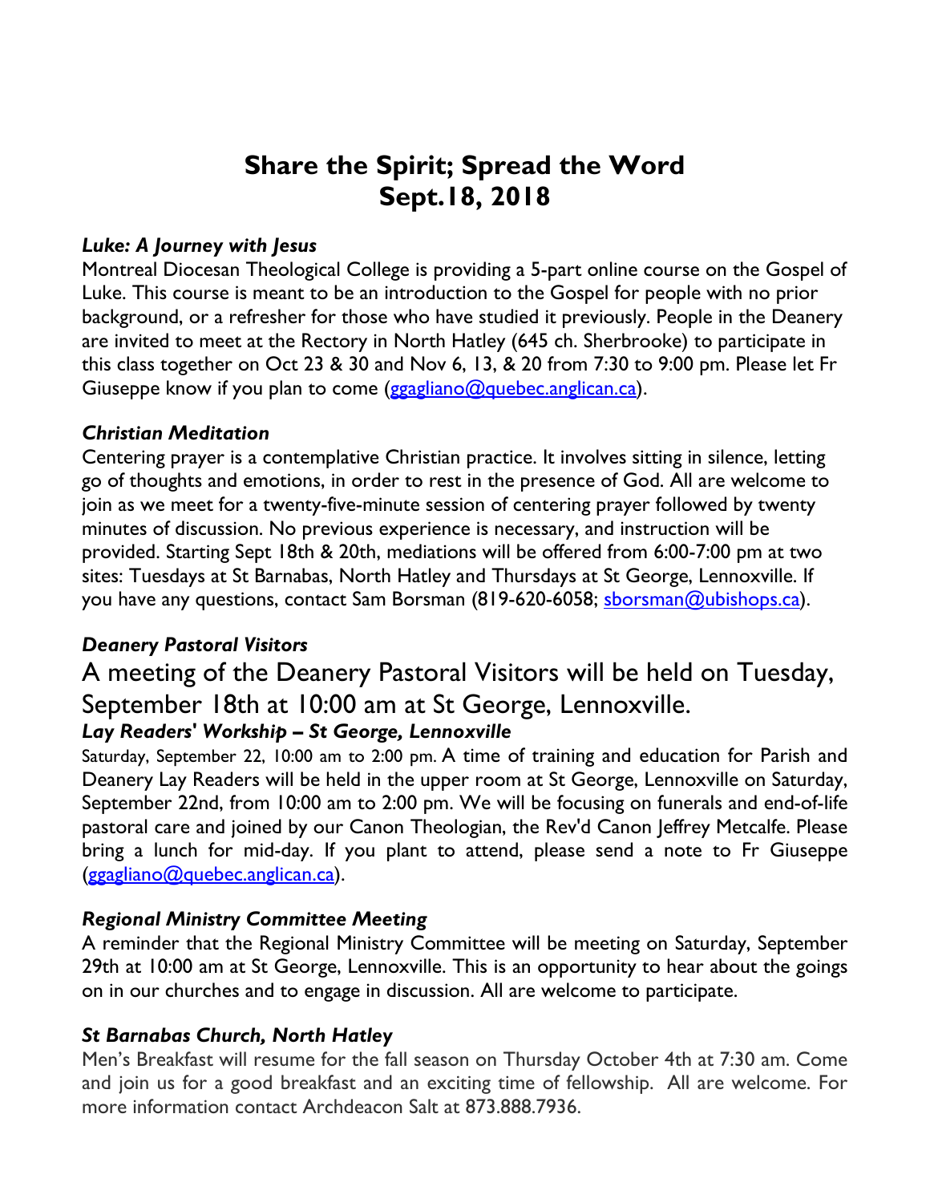# Share the Spirit; Spread the Word
# Sept.18, 2018

### *Luke: A Journey with Jesus*

Montreal Diocesan Theological College is providing a 5-part online course on the Gospel of Luke. This course is meant to be an introduction to the Gospel for people with no prior background, or a refresher for those who have studied it previously. People in the Deanery are invited to meet at the Rectory in North Hatley (645 ch. Sherbrooke) to participate in this class together on Oct 23 & 30 and Nov 6, 13, & 20 from 7:30 to 9:00 pm. Please let Fr Giuseppe know if you plan to come (ggagliano@quebec.anglican.ca).

### *Christian Meditation*

Centering prayer is a contemplative Christian practice. It involves sitting in silence, letting go of thoughts and emotions, in order to rest in the presence of God. All are welcome to join as we meet for a twenty-five-minute session of centering prayer followed by twenty minutes of discussion. No previous experience is necessary, and instruction will be provided. Starting Sept 18th & 20th, mediations will be offered from 6:00-7:00 pm at two sites: Tuesdays at St Barnabas, North Hatley and Thursdays at St George, Lennoxville. If you have any questions, contact Sam Borsman (819-620-6058; sborsman@ubishops.ca).

### *Deanery Pastoral Visitors*

A meeting of the Deanery Pastoral Visitors will be held on Tuesday, September 18th at 10:00 am at St George, Lennoxville.

### *Lay Readers' Workship – St George, Lennoxville*

Saturday, September 22, 10:00 am to 2:00 pm. A time of training and education for Parish and Deanery Lay Readers will be held in the upper room at St George, Lennoxville on Saturday, September 22nd, from 10:00 am to 2:00 pm. We will be focusing on funerals and end-of-life pastoral care and joined by our Canon Theologian, the Rev'd Canon Jeffrey Metcalfe. Please bring a lunch for mid-day. If you plant to attend, please send a note to Fr Giuseppe (ggagliano@quebec.anglican.ca).

### *Regional Ministry Committee Meeting*

A reminder that the Regional Ministry Committee will be meeting on Saturday, September 29th at 10:00 am at St George, Lennoxville. This is an opportunity to hear about the goings on in our churches and to engage in discussion. All are welcome to participate.

### *St Barnabas Church, North Hatley*

Men's Breakfast will resume for the fall season on Thursday October 4th at 7:30 am. Come and join us for a good breakfast and an exciting time of fellowship. All are welcome. For more information contact Archdeacon Salt at 873.888.7936.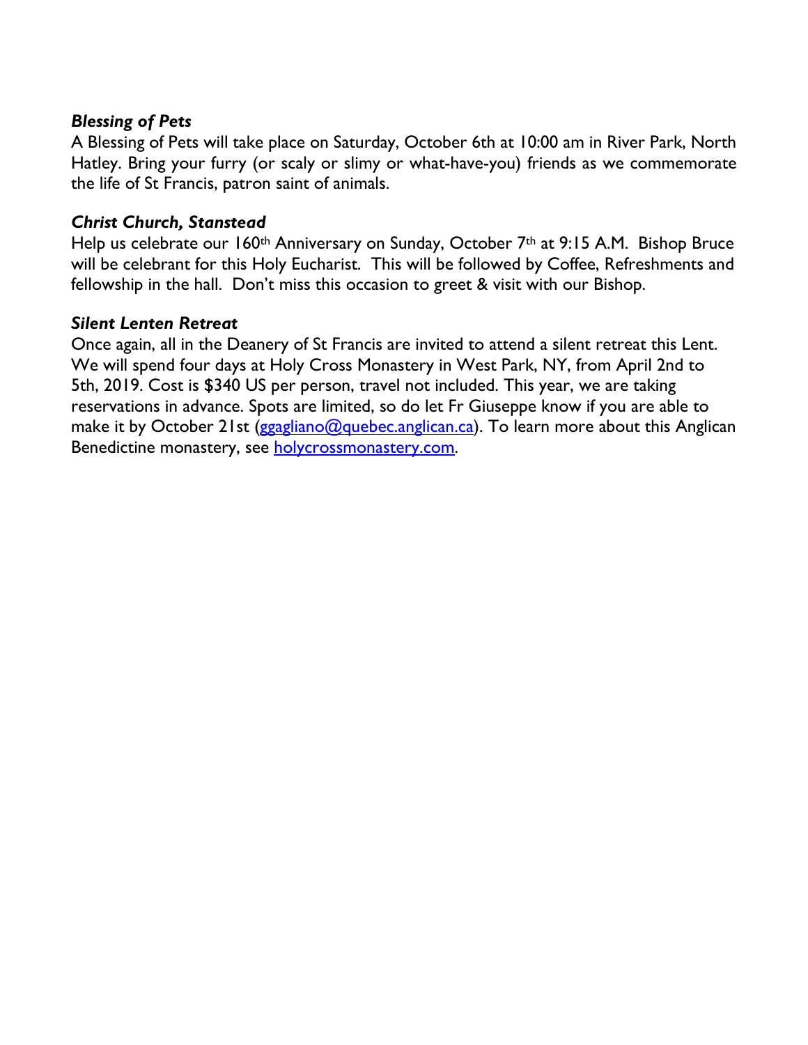### *Blessing of Pets*

A Blessing of Pets will take place on Saturday, October 6th at 10:00 am in River Park, North Hatley. Bring your furry (or scaly or slimy or what-have-you) friends as we commemorate the life of St Francis, patron saint of animals.

### *Christ Church, Stanstead*

Help us celebrate our 160th Anniversary on Sunday, October 7th at 9:15 A.M. Bishop Bruce will be celebrant for this Holy Eucharist. This will be followed by Coffee, Refreshments and fellowship in the hall. Don't miss this occasion to greet & visit with our Bishop.

### *Silent Lenten Retreat*

Once again, all in the Deanery of St Francis are invited to attend a silent retreat this Lent. We will spend four days at Holy Cross Monastery in West Park, NY, from April 2nd to 5th, 2019. Cost is $340 US per person, travel not included. This year, we are taking reservations in advance. Spots are limited, so do let Fr Giuseppe know if you are able to make it by October 21st (ggagliano@quebec.anglican.ca). To learn more about this Anglican Benedictine monastery, see holycrossmonastery.com.